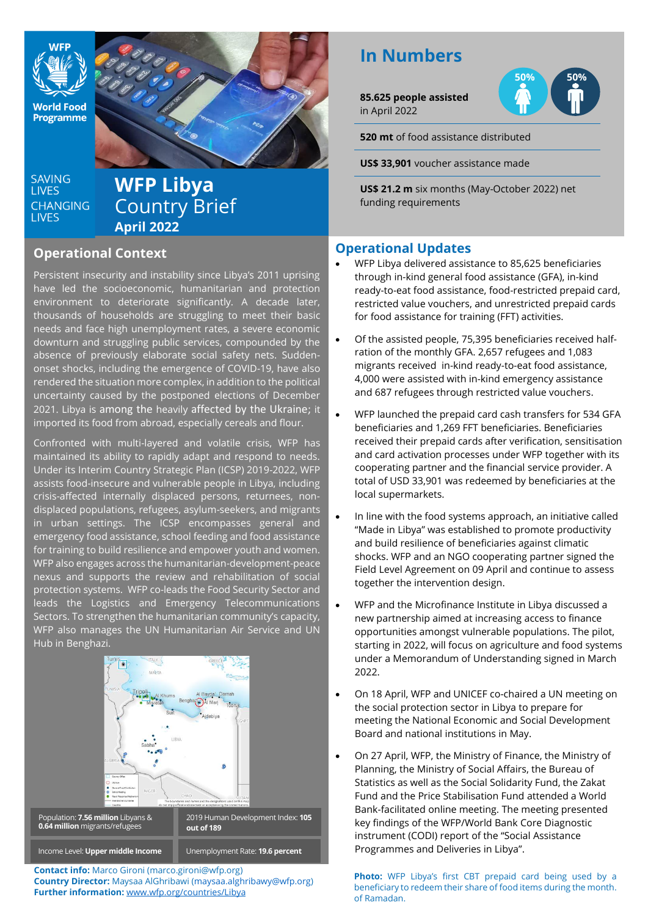WFP World Food Programme

SAVING LIVES CHANGING LIVES

# WFP Libya Country Brief

**April 2022**

## In Numbers

**85.625 people assisted** in April 2022

50% 50%

**520 mt** of food assistance distributed

**US$ 33,901** voucher assistance made

**US$ 21.2 m** six months (May-October 2022) net funding requirements

## Operational Context

Persistent insecurity and instability since Libya's 2011 uprising have led the socioeconomic, humanitarian and protection environment to deteriorate significantly. A decade later, thousands of households are struggling to meet their basic needs and face high unemployment rates, a severe economic downturn and struggling public services, compounded by the absence of previously elaborate social safety nets. Sudden-onset shocks, including the emergence of COVID-19, have also rendered the situation more complex, in addition to the political uncertainty caused by the postponed elections of December 2021. Libya is among the heavily affected by the Ukraine; it imported its food from abroad, especially cereals and flour.

Confronted with multi-layered and volatile crisis, WFP has maintained its ability to rapidly adapt and respond to needs. Under its Interim Country Strategic Plan (ICSP) 2019-2022, WFP assists food-insecure and vulnerable people in Libya, including crisis-affected internally displaced persons, returnees, non-displaced populations, refugees, asylum-seekers, and migrants in urban settings. The ICSP encompasses general and emergency food assistance, school feeding and food assistance for training to build resilience and empower youth and women. WFP also engages across the humanitarian-development-peace nexus and supports the review and rehabilitation of social protection systems. WFP co-leads the Food Security Sector and leads the Logistics and Emergency Telecommunications Sectors. To strengthen the humanitarian community's capacity, WFP also manages the UN Humanitarian Air Service and UN Hub in Benghazi.

| Population: **7.56 million** Libyans & **0.64 million** migrants/refugees | 2019 Human Development Index: **105 out of 189** |
|---|---|
| Income Level: **Upper middle income** | Unemployment Rate: **19.6 percent** |

**Contact info:** Marco Gironi (marco.gironi@wfp.org)
**Country Director:** Maysaa AlGhribawi (maysaa.alghribawy@wfp.org)
**Further information:** www.wfp.org/countries/Libya

## Operational Updates

- WFP Libya delivered assistance to 85,625 beneficiaries through in-kind general food assistance (GFA), in-kind ready-to-eat food assistance, food-restricted prepaid card, restricted value vouchers, and unrestricted prepaid cards for food assistance for training (FFT) activities.
- Of the assisted people, 75,395 beneficiaries received half-ration of the monthly GFA. 2,657 refugees and 1,083 migrants received in-kind ready-to-eat food assistance, 4,000 were assisted with in-kind emergency assistance and 687 refugees through restricted value vouchers.
- WFP launched the prepaid card cash transfers for 534 GFA beneficiaries and 1,269 FFT beneficiaries. Beneficiaries received their prepaid cards after verification, sensitisation and card activation processes under WFP together with its cooperating partner and the financial service provider. A total of USD 33,901 was redeemed by beneficiaries at the local supermarkets.
- In line with the food systems approach, an initiative called "Made in Libya" was established to promote productivity and build resilience of beneficiaries against climatic shocks. WFP and an NGO cooperating partner signed the Field Level Agreement on 09 April and continue to assess together the intervention design.
- WFP and the Microfinance Institute in Libya discussed a new partnership aimed at increasing access to finance opportunities amongst vulnerable populations. The pilot, starting in 2022, will focus on agriculture and food systems under a Memorandum of Understanding signed in March 2022.
- On 18 April, WFP and UNICEF co-chaired a UN meeting on the social protection sector in Libya to prepare for meeting the National Economic and Social Development Board and national institutions in May.
- On 27 April, WFP, the Ministry of Finance, the Ministry of Planning, the Ministry of Social Affairs, the Bureau of Statistics as well as the Social Solidarity Fund, the Zakat Fund and the Price Stabilisation Fund attended a World Bank-facilitated online meeting. The meeting presented key findings of the WFP/World Bank Core Diagnostic instrument (CODI) report of the "Social Assistance Programmes and Deliveries in Libya".

**Photo:** WFP Libya's first CBT prepaid card being used by a beneficiary to redeem their share of food items during the month of Ramadan.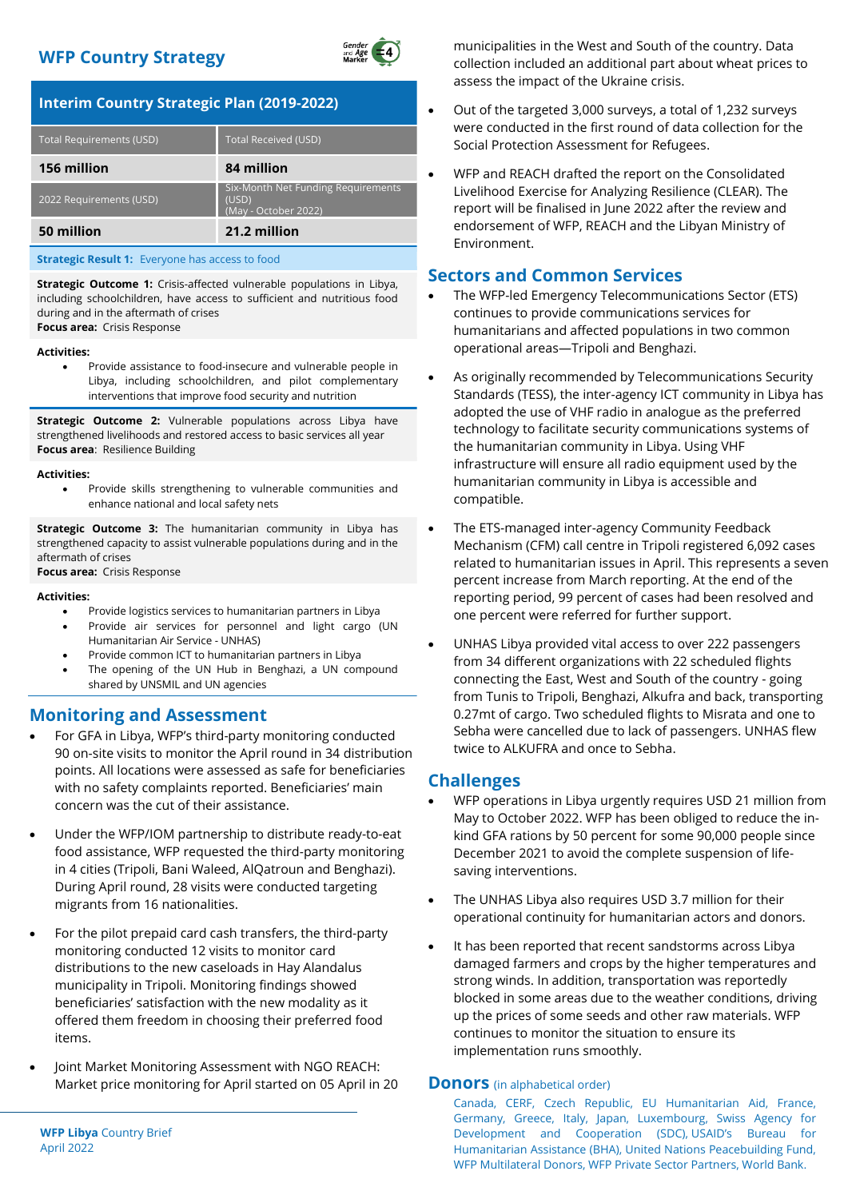## WFP Country Strategy

Gender and Age Marker 4

### Interim Country Strategic Plan (2019-2022)

| Total Requirements (USD) | Total Received (USD) |
|---|---|
| **156 million** | **84 million** |
| 2022 Requirements (USD) | Six-Month Net Funding Requirements (USD) (May - October 2022) |
| **50 million** | **21.2 million** |

**Strategic Result 1:** Everyone has access to food

**Strategic Outcome 1:** Crisis-affected vulnerable populations in Libya, including schoolchildren, have access to sufficient and nutritious food during and in the aftermath of crises
**Focus area:** Crisis Response

**Activities:**
- Provide assistance to food-insecure and vulnerable people in Libya, including schoolchildren, and pilot complementary interventions that improve food security and nutrition

**Strategic Outcome 2:** Vulnerable populations across Libya have strengthened livelihoods and restored access to basic services all year
**Focus area**: Resilience Building

**Activities:**
- Provide skills strengthening to vulnerable communities and enhance national and local safety nets

**Strategic Outcome 3:** The humanitarian community in Libya has strengthened capacity to assist vulnerable populations during and in the aftermath of crises
**Focus area:** Crisis Response

**Activities:**
- Provide logistics services to humanitarian partners in Libya
- Provide air services for personnel and light cargo (UN Humanitarian Air Service - UNHAS)
- Provide common ICT to humanitarian partners in Libya
- The opening of the UN Hub in Benghazi, a UN compound shared by UNSMIL and UN agencies

## Monitoring and Assessment

- For GFA in Libya, WFP's third-party monitoring conducted 90 on-site visits to monitor the April round in 34 distribution points. All locations were assessed as safe for beneficiaries with no safety complaints reported. Beneficiaries' main concern was the cut of their assistance.
- Under the WFP/IOM partnership to distribute ready-to-eat food assistance, WFP requested the third-party monitoring in 4 cities (Tripoli, Bani Waleed, AlQatroun and Benghazi). During April round, 28 visits were conducted targeting migrants from 16 nationalities.
- For the pilot prepaid card cash transfers, the third-party monitoring conducted 12 visits to monitor card distributions to the new caseloads in Hay Alandalus municipality in Tripoli. Monitoring findings showed beneficiaries' satisfaction with the new modality as it offered them freedom in choosing their preferred food items.
- Joint Market Monitoring Assessment with NGO REACH: Market price monitoring for April started on 05 April in 20 municipalities in the West and South of the country. Data collection included an additional part about wheat prices to assess the impact of the Ukraine crisis.
- Out of the targeted 3,000 surveys, a total of 1,232 surveys were conducted in the first round of data collection for the Social Protection Assessment for Refugees.
- WFP and REACH drafted the report on the Consolidated Livelihood Exercise for Analyzing Resilience (CLEAR). The report will be finalised in June 2022 after the review and endorsement of WFP, REACH and the Libyan Ministry of Environment.

## Sectors and Common Services

- The WFP-led Emergency Telecommunications Sector (ETS) continues to provide communications services for humanitarians and affected populations in two common operational areas—Tripoli and Benghazi.
- As originally recommended by Telecommunications Security Standards (TESS), the inter-agency ICT community in Libya has adopted the use of VHF radio in analogue as the preferred technology to facilitate security communications systems of the humanitarian community in Libya. Using VHF infrastructure will ensure all radio equipment used by the humanitarian community in Libya is accessible and compatible.
- The ETS-managed inter-agency Community Feedback Mechanism (CFM) call centre in Tripoli registered 6,092 cases related to humanitarian issues in April. This represents a seven percent increase from March reporting. At the end of the reporting period, 99 percent of cases had been resolved and one percent were referred for further support.
- UNHAS Libya provided vital access to over 222 passengers from 34 different organizations with 22 scheduled flights connecting the East, West and South of the country - going from Tunis to Tripoli, Benghazi, Alkufra and back, transporting 0.27mt of cargo. Two scheduled flights to Misrata and one to Sebha were cancelled due to lack of passengers. UNHAS flew twice to ALKUFRA and once to Sebha.

## Challenges

- WFP operations in Libya urgently requires USD 21 million from May to October 2022. WFP has been obliged to reduce the in-kind GFA rations by 50 percent for some 90,000 people since December 2021 to avoid the complete suspension of life-saving interventions.
- The UNHAS Libya also requires USD 3.7 million for their operational continuity for humanitarian actors and donors.
- It has been reported that recent sandstorms across Libya damaged farmers and crops by the higher temperatures and strong winds. In addition, transportation was reportedly blocked in some areas due to the weather conditions, driving up the prices of some seeds and other raw materials. WFP continues to monitor the situation to ensure its implementation runs smoothly.

## Donors (in alphabetical order)

Canada, CERF, Czech Republic, EU Humanitarian Aid, France, Germany, Greece, Italy, Japan, Luxembourg, Swiss Agency for Development and Cooperation (SDC), USAID's Bureau for Humanitarian Assistance (BHA), United Nations Peacebuilding Fund, WFP Multilateral Donors, WFP Private Sector Partners, World Bank.